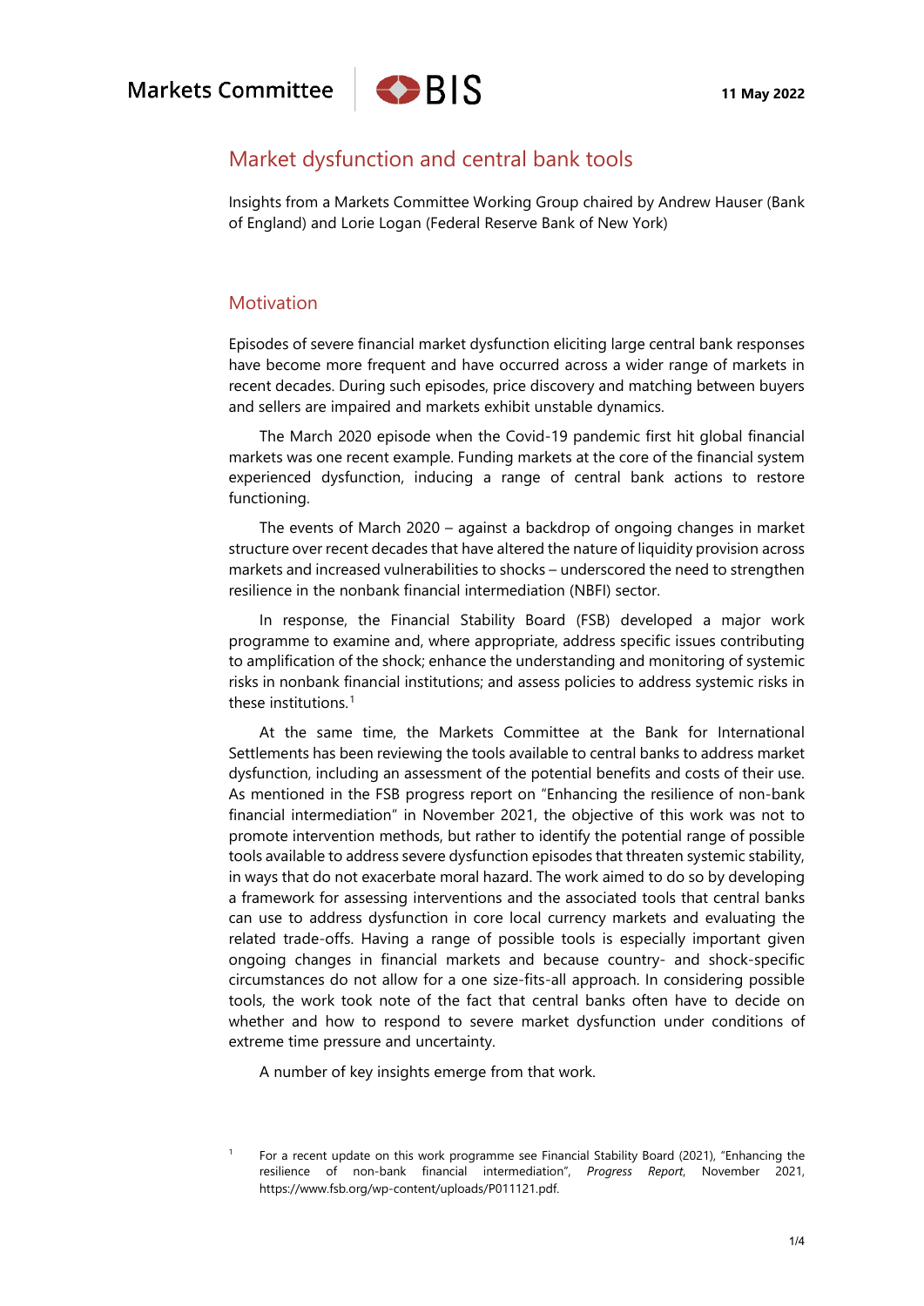Markets Committee

11 May 2022

# Market dysfunction and central bank tools

Insights from a Markets Committee Working Group chaired by Andrew Hauser (Bank of England) and Lorie Logan (Federal Reserve Bank of New York)

## Motivation

Episodes of severe financial market dysfunction eliciting large central bank responses have become more frequent and have occurred across a wider range of markets in recent decades. During such episodes, price discovery and matching between buyers and sellers are impaired and markets exhibit unstable dynamics.

The March 2020 episode when the Covid-19 pandemic first hit global financial markets was one recent example. Funding markets at the core of the financial system experienced dysfunction, inducing a range of central bank actions to restore functioning.

The events of March 2020 – against a backdrop of ongoing changes in market structure over recent decades that have altered the nature of liquidity provision across markets and increased vulnerabilities to shocks – underscored the need to strengthen resilience in the nonbank financial intermediation (NBFI) sector.

In response, the Financial Stability Board (FSB) developed a major work programme to examine and, where appropriate, address specific issues contributing to amplification of the shock; enhance the understanding and monitoring of systemic risks in nonbank financial institutions; and assess policies to address systemic risks in these institutions.[1]

At the same time, the Markets Committee at the Bank for International Settlements has been reviewing the tools available to central banks to address market dysfunction, including an assessment of the potential benefits and costs of their use. As mentioned in the FSB progress report on "Enhancing the resilience of non-bank financial intermediation" in November 2021, the objective of this work was not to promote intervention methods, but rather to identify the potential range of possible tools available to address severe dysfunction episodes that threaten systemic stability, in ways that do not exacerbate moral hazard. The work aimed to do so by developing a framework for assessing interventions and the associated tools that central banks can use to address dysfunction in core local currency markets and evaluating the related trade-offs. Having a range of possible tools is especially important given ongoing changes in financial markets and because country- and shock-specific circumstances do not allow for a one size-fits-all approach. In considering possible tools, the work took note of the fact that central banks often have to decide on whether and how to respond to severe market dysfunction under conditions of extreme time pressure and uncertainty.

A number of key insights emerge from that work.

[1] For a recent update on this work programme see Financial Stability Board (2021), "Enhancing the resilience of non-bank financial intermediation", *Progress Report*, November 2021, https://www.fsb.org/wp-content/uploads/P011121.pdf.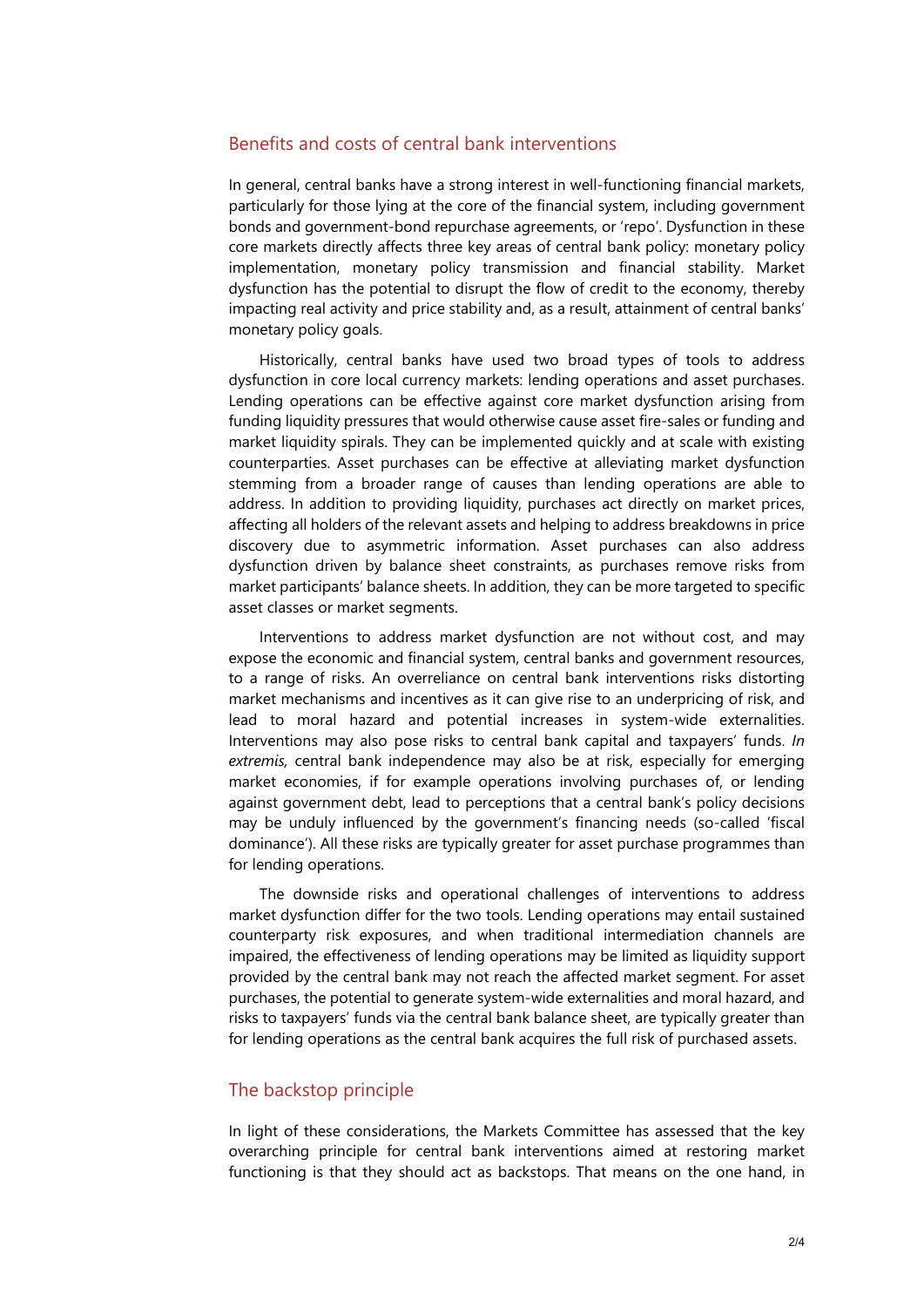## Benefits and costs of central bank interventions

In general, central banks have a strong interest in well-functioning financial markets, particularly for those lying at the core of the financial system, including government bonds and government-bond repurchase agreements, or 'repo'. Dysfunction in these core markets directly affects three key areas of central bank policy: monetary policy implementation, monetary policy transmission and financial stability. Market dysfunction has the potential to disrupt the flow of credit to the economy, thereby impacting real activity and price stability and, as a result, attainment of central banks' monetary policy goals.

Historically, central banks have used two broad types of tools to address dysfunction in core local currency markets: lending operations and asset purchases. Lending operations can be effective against core market dysfunction arising from funding liquidity pressures that would otherwise cause asset fire-sales or funding and market liquidity spirals. They can be implemented quickly and at scale with existing counterparties. Asset purchases can be effective at alleviating market dysfunction stemming from a broader range of causes than lending operations are able to address. In addition to providing liquidity, purchases act directly on market prices, affecting all holders of the relevant assets and helping to address breakdowns in price discovery due to asymmetric information. Asset purchases can also address dysfunction driven by balance sheet constraints, as purchases remove risks from market participants' balance sheets. In addition, they can be more targeted to specific asset classes or market segments.

Interventions to address market dysfunction are not without cost, and may expose the economic and financial system, central banks and government resources, to a range of risks. An overreliance on central bank interventions risks distorting market mechanisms and incentives as it can give rise to an underpricing of risk, and lead to moral hazard and potential increases in system-wide externalities. Interventions may also pose risks to central bank capital and taxpayers' funds. *In extremis,* central bank independence may also be at risk, especially for emerging market economies, if for example operations involving purchases of, or lending against government debt, lead to perceptions that a central bank's policy decisions may be unduly influenced by the government's financing needs (so-called 'fiscal dominance'). All these risks are typically greater for asset purchase programmes than for lending operations.

The downside risks and operational challenges of interventions to address market dysfunction differ for the two tools. Lending operations may entail sustained counterparty risk exposures, and when traditional intermediation channels are impaired, the effectiveness of lending operations may be limited as liquidity support provided by the central bank may not reach the affected market segment. For asset purchases, the potential to generate system-wide externalities and moral hazard, and risks to taxpayers' funds via the central bank balance sheet, are typically greater than for lending operations as the central bank acquires the full risk of purchased assets.

## The backstop principle

In light of these considerations, the Markets Committee has assessed that the key overarching principle for central bank interventions aimed at restoring market functioning is that they should act as backstops. That means on the one hand, in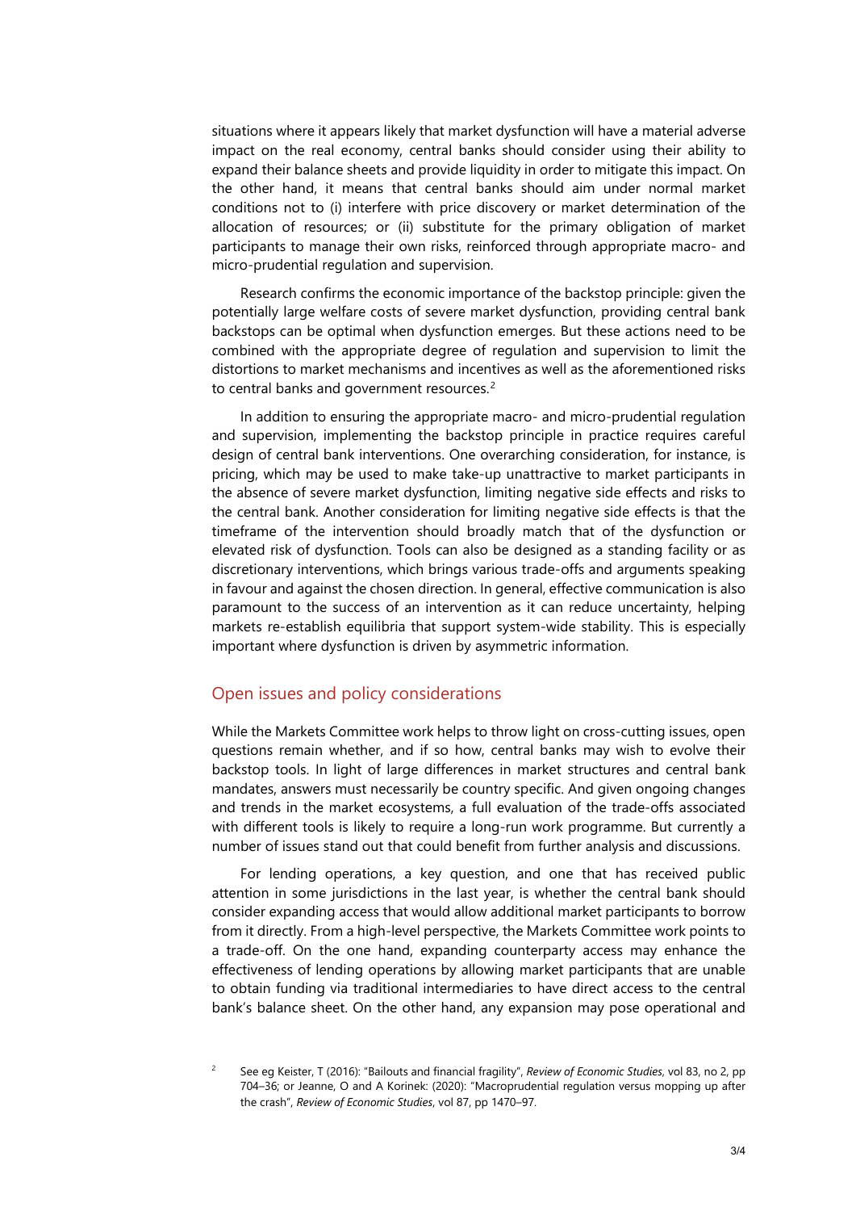situations where it appears likely that market dysfunction will have a material adverse impact on the real economy, central banks should consider using their ability to expand their balance sheets and provide liquidity in order to mitigate this impact. On the other hand, it means that central banks should aim under normal market conditions not to (i) interfere with price discovery or market determination of the allocation of resources; or (ii) substitute for the primary obligation of market participants to manage their own risks, reinforced through appropriate macro- and micro-prudential regulation and supervision.

Research confirms the economic importance of the backstop principle: given the potentially large welfare costs of severe market dysfunction, providing central bank backstops can be optimal when dysfunction emerges. But these actions need to be combined with the appropriate degree of regulation and supervision to limit the distortions to market mechanisms and incentives as well as the aforementioned risks to central banks and government resources.[2]

In addition to ensuring the appropriate macro- and micro-prudential regulation and supervision, implementing the backstop principle in practice requires careful design of central bank interventions. One overarching consideration, for instance, is pricing, which may be used to make take-up unattractive to market participants in the absence of severe market dysfunction, limiting negative side effects and risks to the central bank. Another consideration for limiting negative side effects is that the timeframe of the intervention should broadly match that of the dysfunction or elevated risk of dysfunction. Tools can also be designed as a standing facility or as discretionary interventions, which brings various trade-offs and arguments speaking in favour and against the chosen direction. In general, effective communication is also paramount to the success of an intervention as it can reduce uncertainty, helping markets re-establish equilibria that support system-wide stability. This is especially important where dysfunction is driven by asymmetric information.

## Open issues and policy considerations

While the Markets Committee work helps to throw light on cross-cutting issues, open questions remain whether, and if so how, central banks may wish to evolve their backstop tools. In light of large differences in market structures and central bank mandates, answers must necessarily be country specific. And given ongoing changes and trends in the market ecosystems, a full evaluation of the trade-offs associated with different tools is likely to require a long-run work programme. But currently a number of issues stand out that could benefit from further analysis and discussions.

For lending operations, a key question, and one that has received public attention in some jurisdictions in the last year, is whether the central bank should consider expanding access that would allow additional market participants to borrow from it directly. From a high-level perspective, the Markets Committee work points to a trade-off. On the one hand, expanding counterparty access may enhance the effectiveness of lending operations by allowing market participants that are unable to obtain funding via traditional intermediaries to have direct access to the central bank's balance sheet. On the other hand, any expansion may pose operational and

[2] See eg Keister, T (2016): "Bailouts and financial fragility", *Review of Economic Studies*, vol 83, no 2, pp 704–36; or Jeanne, O and A Korinek: (2020): "Macroprudential regulation versus mopping up after the crash", *Review of Economic Studies*, vol 87, pp 1470–97.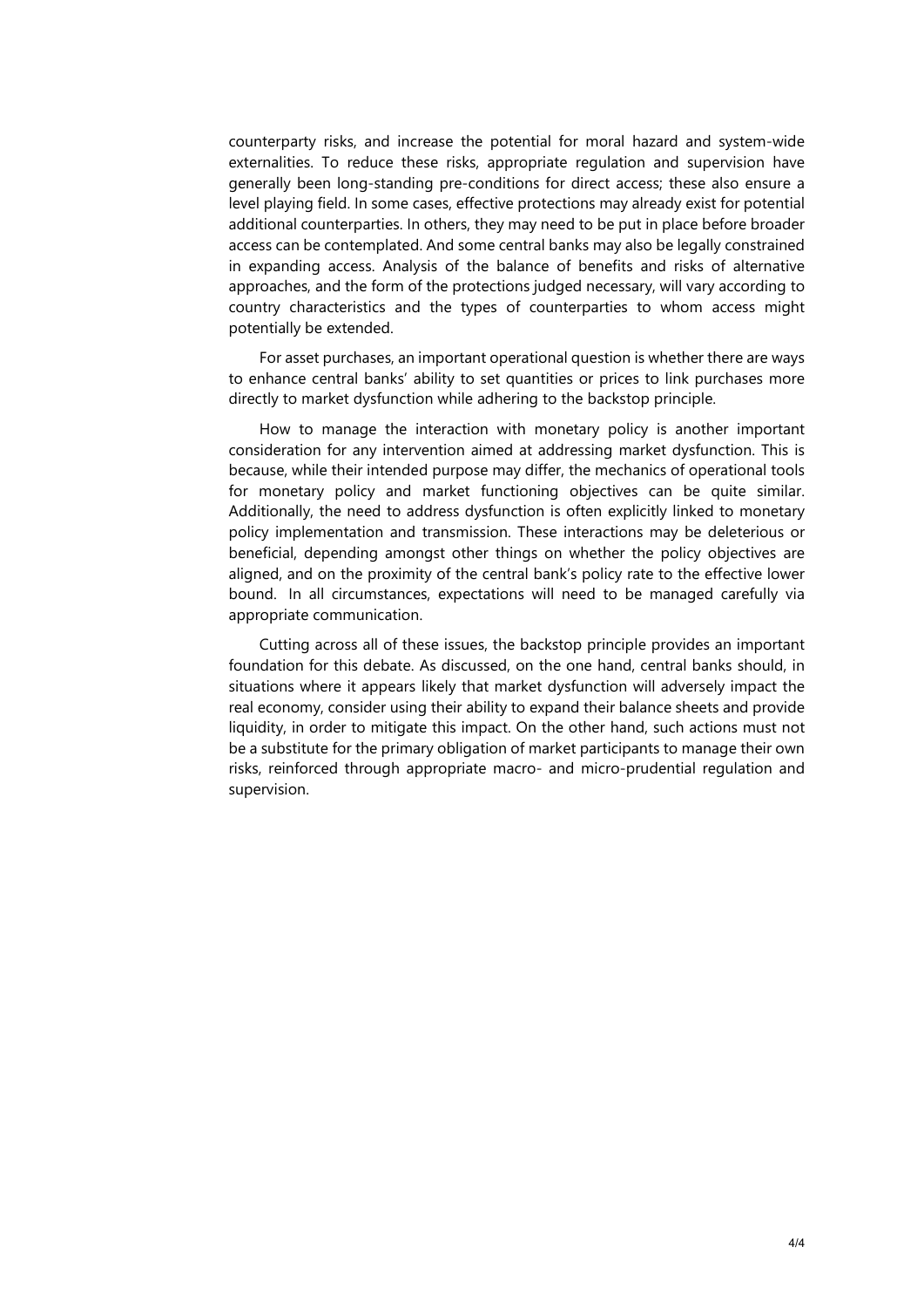counterparty risks, and increase the potential for moral hazard and system-wide externalities. To reduce these risks, appropriate regulation and supervision have generally been long-standing pre-conditions for direct access; these also ensure a level playing field. In some cases, effective protections may already exist for potential additional counterparties. In others, they may need to be put in place before broader access can be contemplated. And some central banks may also be legally constrained in expanding access. Analysis of the balance of benefits and risks of alternative approaches, and the form of the protections judged necessary, will vary according to country characteristics and the types of counterparties to whom access might potentially be extended.

For asset purchases, an important operational question is whether there are ways to enhance central banks' ability to set quantities or prices to link purchases more directly to market dysfunction while adhering to the backstop principle.

How to manage the interaction with monetary policy is another important consideration for any intervention aimed at addressing market dysfunction. This is because, while their intended purpose may differ, the mechanics of operational tools for monetary policy and market functioning objectives can be quite similar. Additionally, the need to address dysfunction is often explicitly linked to monetary policy implementation and transmission. These interactions may be deleterious or beneficial, depending amongst other things on whether the policy objectives are aligned, and on the proximity of the central bank's policy rate to the effective lower bound. In all circumstances, expectations will need to be managed carefully via appropriate communication.

Cutting across all of these issues, the backstop principle provides an important foundation for this debate. As discussed, on the one hand, central banks should, in situations where it appears likely that market dysfunction will adversely impact the real economy, consider using their ability to expand their balance sheets and provide liquidity, in order to mitigate this impact. On the other hand, such actions must not be a substitute for the primary obligation of market participants to manage their own risks, reinforced through appropriate macro- and micro-prudential regulation and supervision.